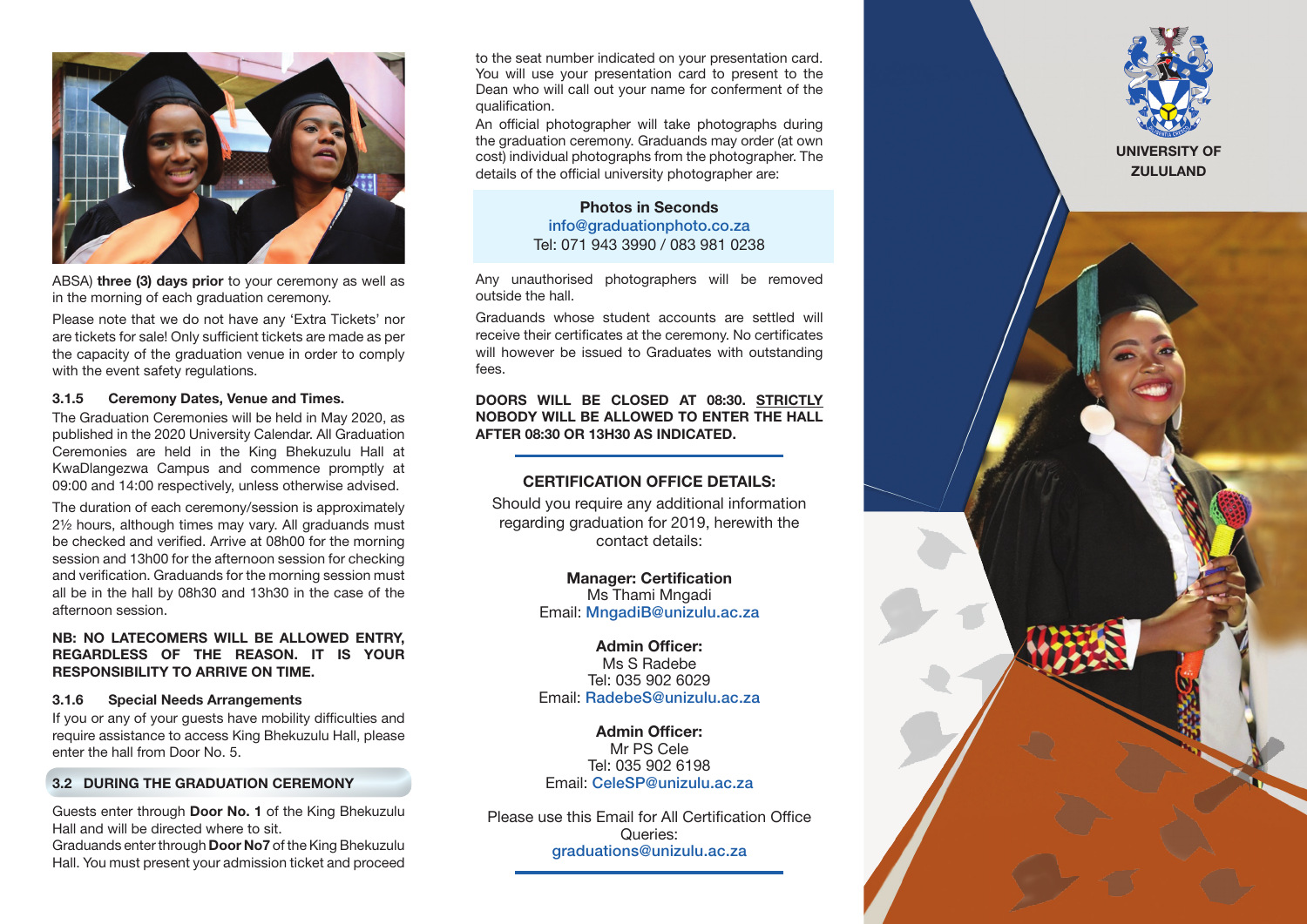ABSA) **three (3) days prior** to your ceremony as well as in the morning of each graduation ceremony.

Please note that we do not have any 'Extra Tickets' nor are tickets for sale! Only sufficient tickets are made as per the capacity of the graduation venue in order to comply with the event safety regulations.

#### 3.1.5 Ceremony Dates, Venue and Times.

The Graduation Ceremonies will be held in May 2020, as published in the 2020 University Calendar. All Graduation Ceremonies are held in the King Bhekuzulu Hall at KwaDlangezwa Campus and commence promptly at 09:00 and 14:00 respectively, unless otherwise advised.

The duration of each ceremony/session is approximately 2½ hours, although times may vary. All graduands must be checked and verified. Arrive at 08h00 for the morning session and 13h00 for the afternoon session for checking and verification. Graduands for the morning session must all be in the hall by 08h30 and 13h30 in the case of the afternoon session.

**NB: NO LATECOMERS WILL BE ALLOWED ENTRY, REGARDLESS OF THE REASON. IT IS YOUR RESPONSIBILITY TO ARRIVE ON TIME.**

#### 3.1.6 Special Needs Arrangements

If you or any of your guests have mobility difficulties and require assistance to access King Bhekuzulu Hall, please enter the hall from Door No. 5.

### 3.2 DURING THE GRADUATION CEREMONY

Guests enter through **Door No. 1** of the King Bhekuzulu Hall and will be directed where to sit.
Graduands enter through **Door No7** of the King Bhekuzulu Hall. You must present your admission ticket and proceed to the seat number indicated on your presentation card. You will use your presentation card to present to the Dean who will call out your name for conferment of the qualification.

An official photographer will take photographs during the graduation ceremony. Graduands may order (at own cost) individual photographs from the photographer. The details of the official university photographer are:

**Photos in Seconds**
info@graduationphoto.co.za
Tel: 071 943 3990 / 083 981 0238

Any unauthorised photographers will be removed outside the hall.

Graduands whose student accounts are settled will receive their certificates at the ceremony. No certificates will however be issued to Graduates with outstanding fees.

**DOORS WILL BE CLOSED AT 08:30. STRICTLY NOBODY WILL BE ALLOWED TO ENTER THE HALL AFTER 08:30 OR 13H30 AS INDICATED.**

### CERTIFICATION OFFICE DETAILS:

Should you require any additional information regarding graduation for 2019, herewith the contact details:

**Manager: Certification**
Ms Thami Mngadi
Email: MngadiB@unizulu.ac.za

**Admin Officer:**
Ms S Radebe
Tel: 035 902 6029
Email: RadebeS@unizulu.ac.za

**Admin Officer:**
Mr PS Cele
Tel: 035 902 6198
Email: CeleSP@unizulu.ac.za

Please use this Email for All Certification Office Queries:
graduations@unizulu.ac.za

**UNIVERSITY OF ZULULAND**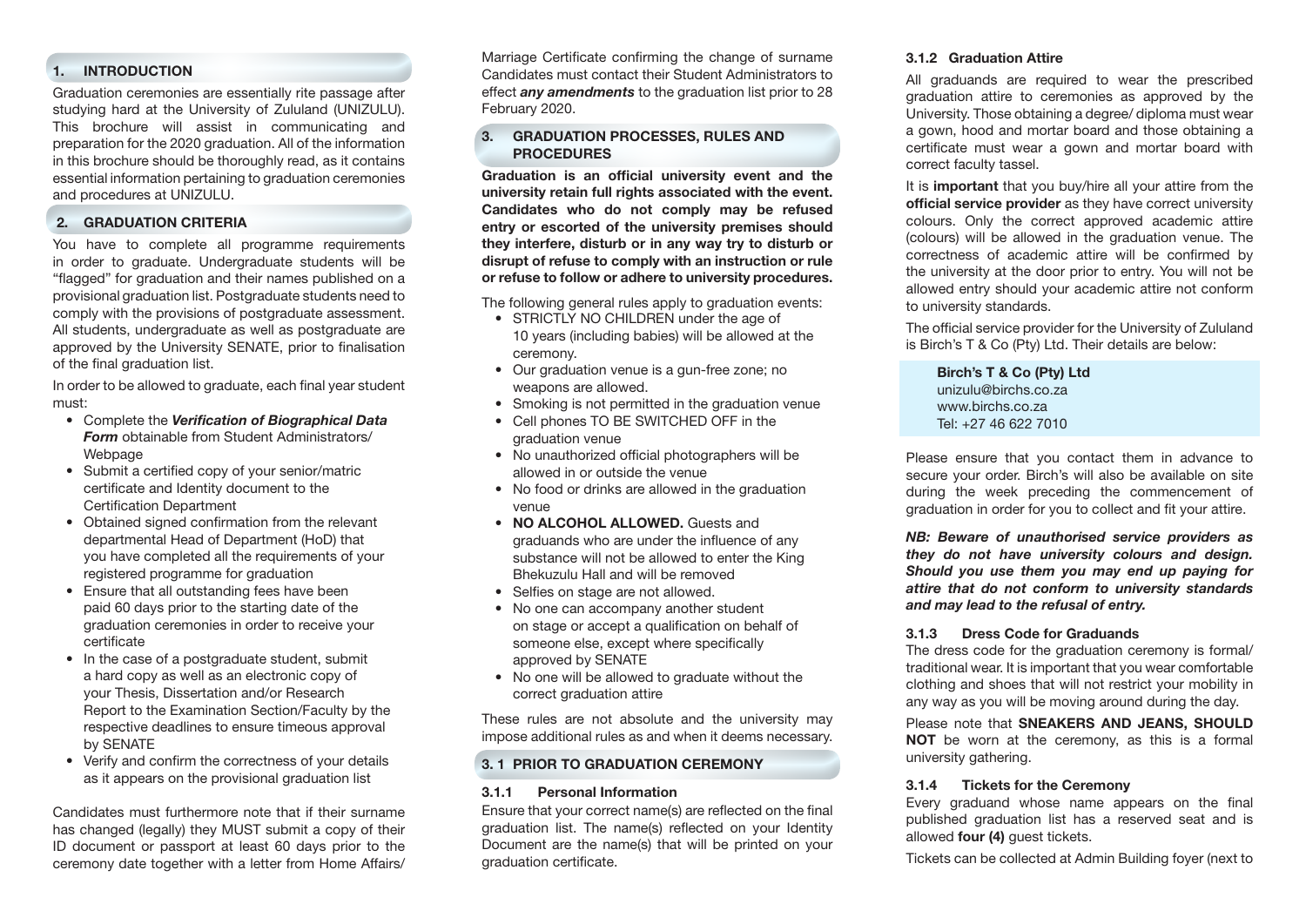## 1. INTRODUCTION

Graduation ceremonies are essentially rite passage after studying hard at the University of Zululand (UNIZULU). This brochure will assist in communicating and preparation for the 2020 graduation. All of the information in this brochure should be thoroughly read, as it contains essential information pertaining to graduation ceremonies and procedures at UNIZULU.

## 2. GRADUATION CRITERIA

You have to complete all programme requirements in order to graduate. Undergraduate students will be "flagged" for graduation and their names published on a provisional graduation list. Postgraduate students need to comply with the provisions of postgraduate assessment. All students, undergraduate as well as postgraduate are approved by the University SENATE, prior to finalisation of the final graduation list.

In order to be allowed to graduate, each final year student must:

- Complete the ***Verification of Biographical Data Form*** obtainable from Student Administrators/ Webpage
- Submit a certified copy of your senior/matric certificate and Identity document to the Certification Department
- Obtained signed confirmation from the relevant departmental Head of Department (HoD) that you have completed all the requirements of your registered programme for graduation
- Ensure that all outstanding fees have been paid 60 days prior to the starting date of the graduation ceremonies in order to receive your certificate
- In the case of a postgraduate student, submit a hard copy as well as an electronic copy of your Thesis, Dissertation and/or Research Report to the Examination Section/Faculty by the respective deadlines to ensure timeous approval by SENATE
- Verify and confirm the correctness of your details as it appears on the provisional graduation list

Candidates must furthermore note that if their surname has changed (legally) they MUST submit a copy of their ID document or passport at least 60 days prior to the ceremony date together with a letter from Home Affairs/ Marriage Certificate confirming the change of surname Candidates must contact their Student Administrators to effect ***any amendments*** to the graduation list prior to 28 February 2020.

## 3. GRADUATION PROCESSES, RULES AND PROCEDURES

**Graduation is an official university event and the university retain full rights associated with the event. Candidates who do not comply may be refused entry or escorted of the university premises should they interfere, disturb or in any way try to disturb or disrupt of refuse to comply with an instruction or rule or refuse to follow or adhere to university procedures.**

The following general rules apply to graduation events:

- STRICTLY NO CHILDREN under the age of 10 years (including babies) will be allowed at the ceremony.
- Our graduation venue is a gun-free zone; no weapons are allowed.
- Smoking is not permitted in the graduation venue
- Cell phones TO BE SWITCHED OFF in the graduation venue
- No unauthorized official photographers will be allowed in or outside the venue
- No food or drinks are allowed in the graduation venue
- **NO ALCOHOL ALLOWED.** Guests and graduands who are under the influence of any substance will not be allowed to enter the King Bhekuzulu Hall and will be removed
- Selfies on stage are not allowed.
- No one can accompany another student on stage or accept a qualification on behalf of someone else, except where specifically approved by SENATE
- No one will be allowed to graduate without the correct graduation attire

These rules are not absolute and the university may impose additional rules as and when it deems necessary.

### 3. 1 PRIOR TO GRADUATION CEREMONY

#### 3.1.1 Personal Information

Ensure that your correct name(s) are reflected on the final graduation list. The name(s) reflected on your Identity Document are the name(s) that will be printed on your graduation certificate.

#### 3.1.2 Graduation Attire

All graduands are required to wear the prescribed graduation attire to ceremonies as approved by the University. Those obtaining a degree/ diploma must wear a gown, hood and mortar board and those obtaining a certificate must wear a gown and mortar board with correct faculty tassel.

It is **important** that you buy/hire all your attire from the **official service provider** as they have correct university colours. Only the correct approved academic attire (colours) will be allowed in the graduation venue. The correctness of academic attire will be confirmed by the university at the door prior to entry. You will not be allowed entry should your academic attire not conform to university standards.

The official service provider for the University of Zululand is Birch's T & Co (Pty) Ltd. Their details are below:

**Birch's T & Co (Pty) Ltd**
unizulu@birchs.co.za
www.birchs.co.za
Tel: +27 46 622 7010

Please ensure that you contact them in advance to secure your order. Birch's will also be available on site during the week preceding the commencement of graduation in order for you to collect and fit your attire.

***NB: Beware of unauthorised service providers as they do not have university colours and design. Should you use them you may end up paying for attire that do not conform to university standards and may lead to the refusal of entry.***

#### 3.1.3 Dress Code for Graduands

The dress code for the graduation ceremony is formal/ traditional wear. It is important that you wear comfortable clothing and shoes that will not restrict your mobility in any way as you will be moving around during the day.

Please note that **SNEAKERS AND JEANS, SHOULD NOT** be worn at the ceremony, as this is a formal university gathering.

#### 3.1.4 Tickets for the Ceremony

Every graduand whose name appears on the final published graduation list has a reserved seat and is allowed **four (4)** guest tickets.

Tickets can be collected at Admin Building foyer (next to